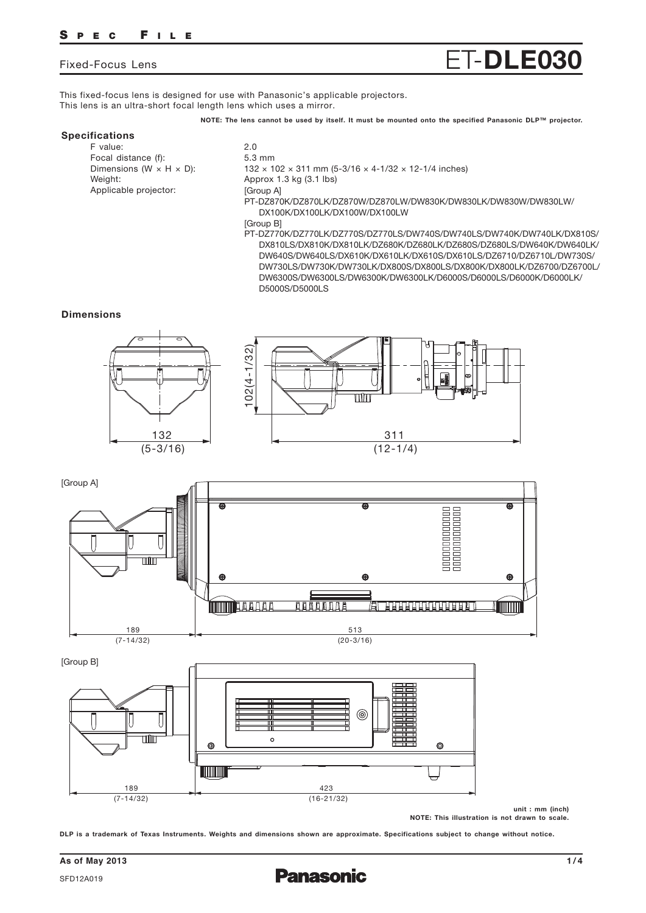# Fixed-Focus Lens ET-DLE030

This fixed-focus lens is designed for use with Panasonic's applicable projectors.
This lens is an ultra-short focal length lens which uses a mirror.

**NOTE: The lens cannot be used by itself. It must be mounted onto the specified Panasonic DLP™ projector.**

## Specifications

| | |
|---|---|
| F value: | 2.0 |
| Focal distance (f): | 5.3 mm |
| Dimensions (W × H × D): | 132 × 102 × 311 mm (5-3/16 × 4-1/32 × 12-1/4 inches) |
| Weight: | Approx 1.3 kg (3.1 lbs) |
| Applicable projector: | [Group A] PT-DZ870K/DZ870LK/DZ870W/DZ870LW/DW830K/DW830LK/DW830W/DW830LW/DX100K/DX100LK/DX100W/DX100LW<br>[Group B] PT-DZ770K/DZ770LK/DZ770S/DZ770LS/DW740S/DW740LS/DW740K/DW740LK/DX810S/DX810LS/DX810K/DX810LK/DZ680K/DZ680LK/DZ680S/DZ680LS/DW640K/DW640LK/DW640S/DW640LS/DX610K/DX610LK/DX610S/DX610LS/DZ6710/DZ6710L/DW730S/DW730LS/DW730K/DW730LK/DX800S/DX800LS/DX800K/DX800LK/DZ6700/DZ6700L/DW6300S/DW6300LS/DW6300K/DW6300LK/D6000S/D6000LS/D6000K/D6000LK/D5000S/D5000LS |

## Dimensions

132 (5-3/16)

102(4-1/32)

311 (12-1/4)

[Group A]

189 (7-14/32) 513 (20-3/16)

[Group B]

189 (7-14/32) 423 (16-21/32)

**unit : mm (inch)**
**NOTE: This illustration is not drawn to scale.**

**DLP is a trademark of Texas Instruments. Weights and dimensions shown are approximate. Specifications subject to change without notice.**

**As of May 2013**

SFD12A019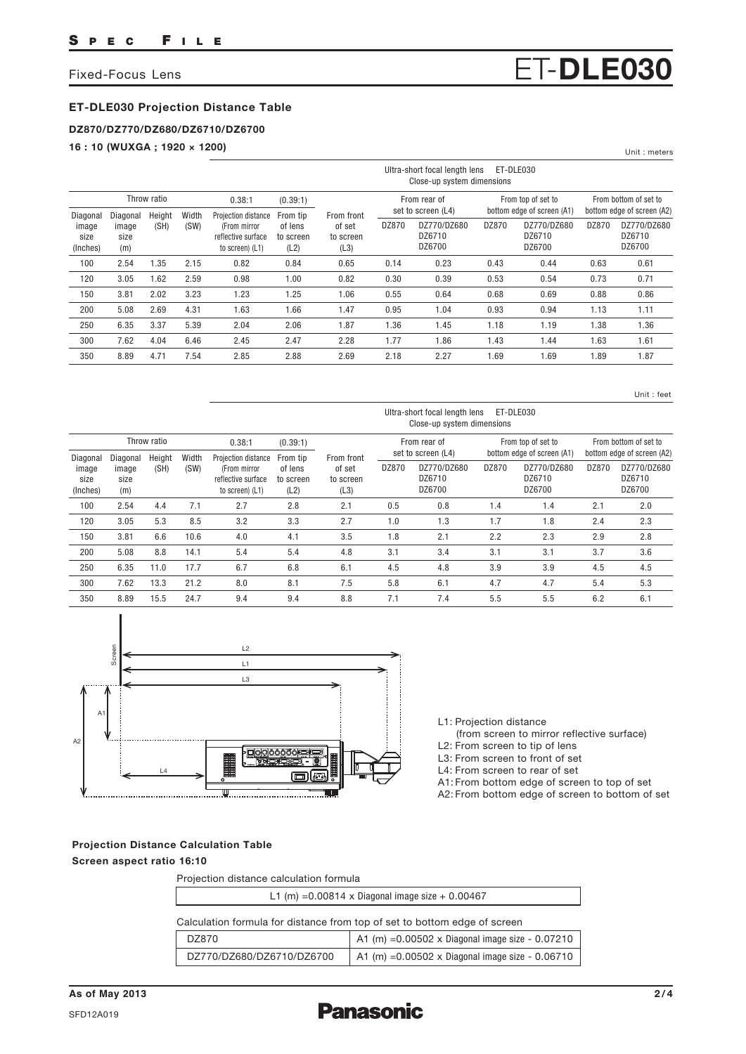## Fixed-Focus Lens ET-DLE030

### ET-DLE030 Projection Distance Table

**DZ870/DZ770/DZ680/DZ6710/DZ6700**

**16 : 10 (WUXGA ; 1920 × 1200)**

Unit : meters

| | | | | Ultra-short focal length lens ET-DLE030 Close-up system dimensions | | | | | | | | |
|---|---|---|---|---|---|---|---|---|---|---|---|---|
| Throw ratio | | | | 0.38:1 | (0.39:1) | | From rear of set to screen (L4) | | From top of set to bottom edge of screen (A1) | | From bottom of set to bottom edge of screen (A2) | |
| Diagonal image size (Inches) | Diagonal image size (m) | Height (SH) | Width (SW) | Projection distance (From mirror reflective surface to screen) (L1) | From tip of lens to screen (L2) | From front of set to screen (L3) | DZ870 | DZ770/DZ680 DZ6710 DZ6700 | DZ870 | DZ770/DZ680 DZ6710 DZ6700 | DZ870 | DZ770/DZ680 DZ6710 DZ6700 |
| 100 | 2.54 | 1.35 | 2.15 | 0.82 | 0.84 | 0.65 | 0.14 | 0.23 | 0.43 | 0.44 | 0.63 | 0.61 |
| 120 | 3.05 | 1.62 | 2.59 | 0.98 | 1.00 | 0.82 | 0.30 | 0.39 | 0.53 | 0.54 | 0.73 | 0.71 |
| 150 | 3.81 | 2.02 | 3.23 | 1.23 | 1.25 | 1.06 | 0.55 | 0.64 | 0.68 | 0.69 | 0.88 | 0.86 |
| 200 | 5.08 | 2.69 | 4.31 | 1.63 | 1.66 | 1.47 | 0.95 | 1.04 | 0.93 | 0.94 | 1.13 | 1.11 |
| 250 | 6.35 | 3.37 | 5.39 | 2.04 | 2.06 | 1.87 | 1.36 | 1.45 | 1.18 | 1.19 | 1.38 | 1.36 |
| 300 | 7.62 | 4.04 | 6.46 | 2.45 | 2.47 | 2.28 | 1.77 | 1.86 | 1.43 | 1.44 | 1.63 | 1.61 |
| 350 | 8.89 | 4.71 | 7.54 | 2.85 | 2.88 | 2.69 | 2.18 | 2.27 | 1.69 | 1.69 | 1.89 | 1.87 |

Unit : feet

| | | | | Ultra-short focal length lens ET-DLE030 Close-up system dimensions | | | | | | | | |
|---|---|---|---|---|---|---|---|---|---|---|---|---|
| Throw ratio | | | | 0.38:1 | (0.39:1) | | From rear of set to screen (L4) | | From top of set to bottom edge of screen (A1) | | From bottom of set to bottom edge of screen (A2) | |
| Diagonal image size (Inches) | Diagonal image size (m) | Height (SH) | Width (SW) | Projection distance (From mirror reflective surface to screen) (L1) | From tip of lens to screen (L2) | From front of set to screen (L3) | DZ870 | DZ770/DZ680 DZ6710 DZ6700 | DZ870 | DZ770/DZ680 DZ6710 DZ6700 | DZ870 | DZ770/DZ680 DZ6710 DZ6700 |
| 100 | 2.54 | 4.4 | 7.1 | 2.7 | 2.8 | 2.1 | 0.5 | 0.8 | 1.4 | 1.4 | 2.1 | 2.0 |
| 120 | 3.05 | 5.3 | 8.5 | 3.2 | 3.3 | 2.7 | 1.0 | 1.3 | 1.7 | 1.8 | 2.4 | 2.3 |
| 150 | 3.81 | 6.6 | 10.6 | 4.0 | 4.1 | 3.5 | 1.8 | 2.1 | 2.2 | 2.3 | 2.9 | 2.8 |
| 200 | 5.08 | 8.8 | 14.1 | 5.4 | 5.4 | 4.8 | 3.1 | 3.4 | 3.1 | 3.1 | 3.7 | 3.6 |
| 250 | 6.35 | 11.0 | 17.7 | 6.7 | 6.8 | 6.1 | 4.5 | 4.8 | 3.9 | 3.9 | 4.5 | 4.5 |
| 300 | 7.62 | 13.3 | 21.2 | 8.0 | 8.1 | 7.5 | 5.8 | 6.1 | 4.7 | 4.7 | 5.4 | 5.3 |
| 350 | 8.89 | 15.5 | 24.7 | 9.4 | 9.4 | 8.8 | 7.1 | 7.4 | 5.5 | 5.5 | 6.2 | 6.1 |

- L1: Projection distance (from screen to mirror reflective surface)
- L2: From screen to tip of lens
- L3: From screen to front of set
- L4: From screen to rear of set
- A1: From bottom edge of screen to top of set
- A2: From bottom edge of screen to bottom of set

### Projection Distance Calculation Table

**Screen aspect ratio 16:10**

Projection distance calculation formula

| L1 (m) =0.00814 x Diagonal image size + 0.00467 |
|---|

Calculation formula for distance from top of set to bottom edge of screen

| Model | Formula |
|---|---|
| DZ870 | A1 (m) =0.00502 x Diagonal image size - 0.07210 |
| DZ770/DZ680/DZ6710/DZ6700 | A1 (m) =0.00502 x Diagonal image size - 0.06710 |

As of May 2013

SFD12A019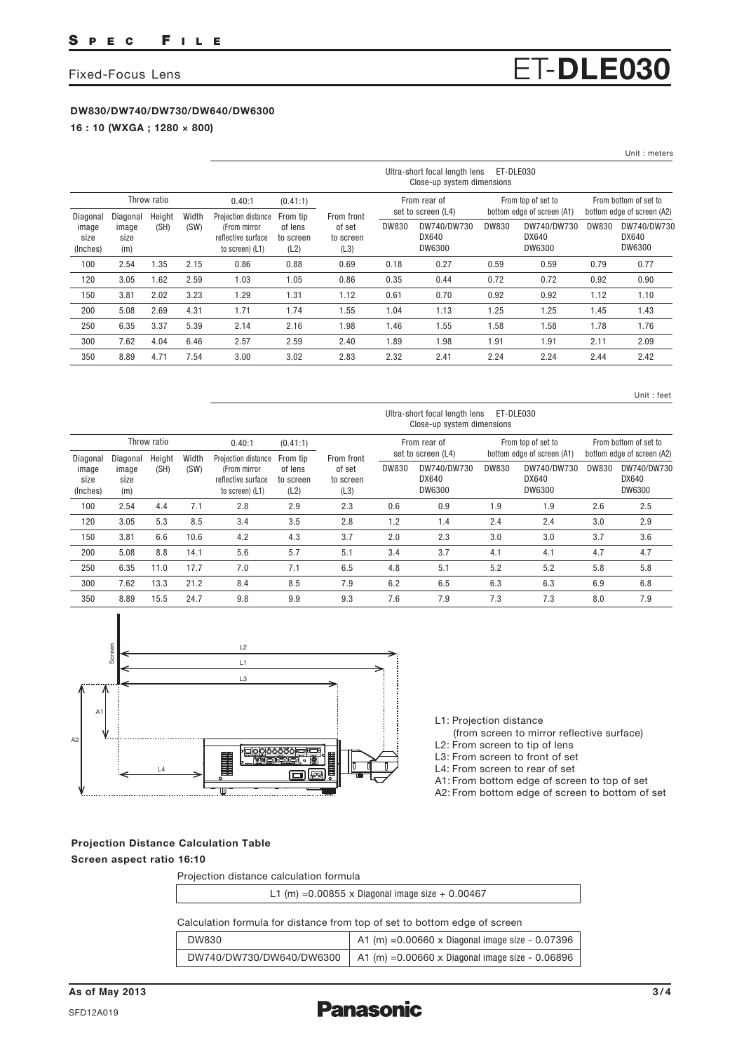# Fixed-Focus Lens ET-DLE030

**DW830/DW740/DW730/DW640/DW6300**

**16 : 10 (WXGA ; 1280 × 800)**

Unit : meters

Ultra-short focal length lens ET-DLE030 Close-up system dimensions

| Diagonal image size (Inches) | Diagonal image size (m) | Height (SH) | Width (SW) | Throw ratio 0.40:1 Projection distance (From mirror reflective surface to screen) (L1) | (0.41:1) From tip of lens to screen (L2) | From front of set to screen (L3) | From rear of set to screen (L4) DW830 | From rear of set to screen (L4) DW740/DW730 DX640 DW6300 | From top of set to bottom edge of screen (A1) DW830 | From top of set to bottom edge of screen (A1) DW740/DW730 DX640 DW6300 | From bottom of set to bottom edge of screen (A2) DW830 | From bottom of set to bottom edge of screen (A2) DW740/DW730 DX640 DW6300 |
|---|---|---|---|---|---|---|---|---|---|---|---|---|
| 100 | 2.54 | 1.35 | 2.15 | 0.86 | 0.88 | 0.69 | 0.18 | 0.27 | 0.59 | 0.59 | 0.79 | 0.77 |
| 120 | 3.05 | 1.62 | 2.59 | 1.03 | 1.05 | 0.86 | 0.35 | 0.44 | 0.72 | 0.72 | 0.92 | 0.90 |
| 150 | 3.81 | 2.02 | 3.23 | 1.29 | 1.31 | 1.12 | 0.61 | 0.70 | 0.92 | 0.92 | 1.12 | 1.10 |
| 200 | 5.08 | 2.69 | 4.31 | 1.71 | 1.74 | 1.55 | 1.04 | 1.13 | 1.25 | 1.25 | 1.45 | 1.43 |
| 250 | 6.35 | 3.37 | 5.39 | 2.14 | 2.16 | 1.98 | 1.46 | 1.55 | 1.58 | 1.58 | 1.78 | 1.76 |
| 300 | 7.62 | 4.04 | 6.46 | 2.57 | 2.59 | 2.40 | 1.89 | 1.98 | 1.91 | 1.91 | 2.11 | 2.09 |
| 350 | 8.89 | 4.71 | 7.54 | 3.00 | 3.02 | 2.83 | 2.32 | 2.41 | 2.24 | 2.24 | 2.44 | 2.42 |

Unit : feet

Ultra-short focal length lens ET-DLE030 Close-up system dimensions

| Diagonal image size (Inches) | Diagonal image size (m) | Height (SH) | Width (SW) | Throw ratio 0.40:1 Projection distance (From mirror reflective surface to screen) (L1) | (0.41:1) From tip of lens to screen (L2) | From front of set to screen (L3) | From rear of set to screen (L4) DW830 | From rear of set to screen (L4) DW740/DW730 DX640 DW6300 | From top of set to bottom edge of screen (A1) DW830 | From top of set to bottom edge of screen (A1) DW740/DW730 DX640 DW6300 | From bottom of set to bottom edge of screen (A2) DW830 | From bottom of set to bottom edge of screen (A2) DW740/DW730 DX640 DW6300 |
|---|---|---|---|---|---|---|---|---|---|---|---|---|
| 100 | 2.54 | 4.4 | 7.1 | 2.8 | 2.9 | 2.3 | 0.6 | 0.9 | 1.9 | 1.9 | 2.6 | 2.5 |
| 120 | 3.05 | 5.3 | 8.5 | 3.4 | 3.5 | 2.8 | 1.2 | 1.4 | 2.4 | 2.4 | 3.0 | 2.9 |
| 150 | 3.81 | 6.6 | 10.6 | 4.2 | 4.3 | 3.7 | 2.0 | 2.3 | 3.0 | 3.0 | 3.7 | 3.6 |
| 200 | 5.08 | 8.8 | 14.1 | 5.6 | 5.7 | 5.1 | 3.4 | 3.7 | 4.1 | 4.1 | 4.7 | 4.7 |
| 250 | 6.35 | 11.0 | 17.7 | 7.0 | 7.1 | 6.5 | 4.8 | 5.1 | 5.2 | 5.2 | 5.8 | 5.8 |
| 300 | 7.62 | 13.3 | 21.2 | 8.4 | 8.5 | 7.9 | 6.2 | 6.5 | 6.3 | 6.3 | 6.9 | 6.8 |
| 350 | 8.89 | 15.5 | 24.7 | 9.8 | 9.9 | 9.3 | 7.6 | 7.9 | 7.3 | 7.3 | 8.0 | 7.9 |

- L1: Projection distance (from screen to mirror reflective surface)
- L2: From screen to tip of lens
- L3: From screen to front of set
- L4: From screen to rear of set
- A1: From bottom edge of screen to top of set
- A2: From bottom edge of screen to bottom of set

**Projection Distance Calculation Table**

**Screen aspect ratio 16:10**

| Projection distance calculation formula |
|---|
| L1 (m) =0.00855 x Diagonal image size + 0.00467 |

Calculation formula for distance from top of set to bottom edge of screen

| | |
|---|---|
| DW830 | A1 (m) =0.00660 x Diagonal image size - 0.07396 |
| DW740/DW730/DW640/DW6300 | A1 (m) =0.00660 x Diagonal image size - 0.06896 |

As of May 2013

SFD12A019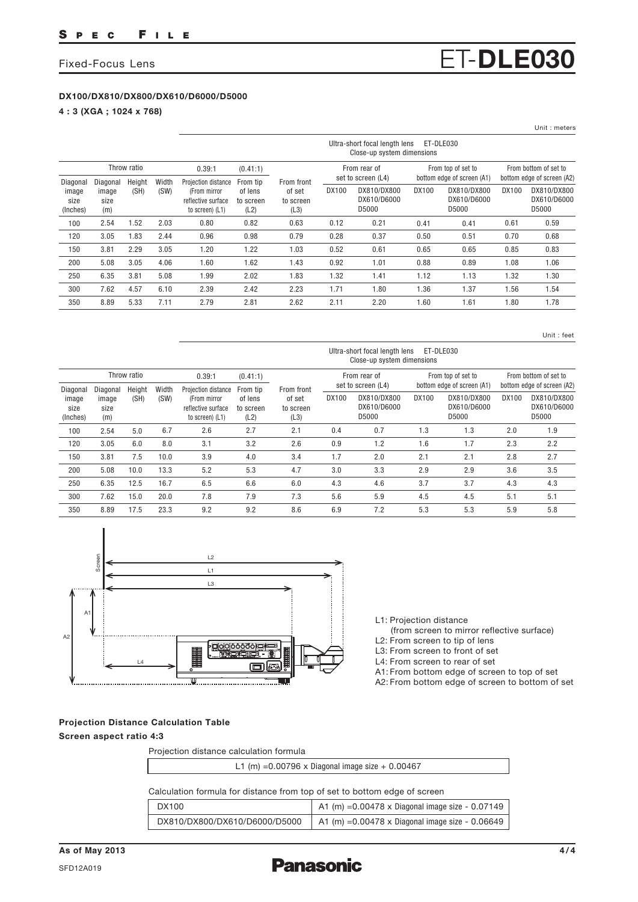SPEC FILE

Fixed-Focus Lens

# ET-DLE030

**DX100/DX810/DX800/DX610/D6000/D5000**

**4 : 3 (XGA ; 1024 x 768)**

Unit : meters

| Throw ratio | | | | 0.39:1 | (0.41:1) | | Ultra-short focal length lens ET-DLE030 Close-up system dimensions | | | | | |
|---|---|---|---|---|---|---|---|---|---|---|---|---|
| | | | | | | | From rear of set to screen (L4) | | From top of set to bottom edge of screen (A1) | | From bottom of set to bottom edge of screen (A2) | |
| Diagonal image size (Inches) | Diagonal image size (m) | Height (SH) | Width (SW) | Projection distance (From mirror reflective surface to screen) (L1) | From tip of lens to screen (L2) | From front of set to screen (L3) | DX100 | DX810/DX800 DX610/D6000 D5000 | DX100 | DX810/DX800 DX610/D6000 D5000 | DX100 | DX810/DX800 DX610/D6000 D5000 |
| 100 | 2.54 | 1.52 | 2.03 | 0.80 | 0.82 | 0.63 | 0.12 | 0.21 | 0.41 | 0.41 | 0.61 | 0.59 |
| 120 | 3.05 | 1.83 | 2.44 | 0.96 | 0.98 | 0.79 | 0.28 | 0.37 | 0.50 | 0.51 | 0.70 | 0.68 |
| 150 | 3.81 | 2.29 | 3.05 | 1.20 | 1.22 | 1.03 | 0.52 | 0.61 | 0.65 | 0.65 | 0.85 | 0.83 |
| 200 | 5.08 | 3.05 | 4.06 | 1.60 | 1.62 | 1.43 | 0.92 | 1.01 | 0.88 | 0.89 | 1.08 | 1.06 |
| 250 | 6.35 | 3.81 | 5.08 | 1.99 | 2.02 | 1.83 | 1.32 | 1.41 | 1.12 | 1.13 | 1.32 | 1.30 |
| 300 | 7.62 | 4.57 | 6.10 | 2.39 | 2.42 | 2.23 | 1.71 | 1.80 | 1.36 | 1.37 | 1.56 | 1.54 |
| 350 | 8.89 | 5.33 | 7.11 | 2.79 | 2.81 | 2.62 | 2.11 | 2.20 | 1.60 | 1.61 | 1.80 | 1.78 |

Unit : feet

| Throw ratio | | | | 0.39:1 | (0.41:1) | | Ultra-short focal length lens ET-DLE030 Close-up system dimensions | | | | | |
|---|---|---|---|---|---|---|---|---|---|---|---|---|
| | | | | | | | From rear of set to screen (L4) | | From top of set to bottom edge of screen (A1) | | From bottom of set to bottom edge of screen (A2) | |
| Diagonal image size (Inches) | Diagonal image size (m) | Height (SH) | Width (SW) | Projection distance (From mirror reflective surface to screen) (L1) | From tip of lens to screen (L2) | From front of set to screen (L3) | DX100 | DX810/DX800 DX610/D6000 D5000 | DX100 | DX810/DX800 DX610/D6000 D5000 | DX100 | DX810/DX800 DX610/D6000 D5000 |
| 100 | 2.54 | 5.0 | 6.7 | 2.6 | 2.7 | 2.1 | 0.4 | 0.7 | 1.3 | 1.3 | 2.0 | 1.9 |
| 120 | 3.05 | 6.0 | 8.0 | 3.1 | 3.2 | 2.6 | 0.9 | 1.2 | 1.6 | 1.7 | 2.3 | 2.2 |
| 150 | 3.81 | 7.5 | 10.0 | 3.9 | 4.0 | 3.4 | 1.7 | 2.0 | 2.1 | 2.1 | 2.8 | 2.7 |
| 200 | 5.08 | 10.0 | 13.3 | 5.2 | 5.3 | 4.7 | 3.0 | 3.3 | 2.9 | 2.9 | 3.6 | 3.5 |
| 250 | 6.35 | 12.5 | 16.7 | 6.5 | 6.6 | 6.0 | 4.3 | 4.6 | 3.7 | 3.7 | 4.3 | 4.3 |
| 300 | 7.62 | 15.0 | 20.0 | 7.8 | 7.9 | 7.3 | 5.6 | 5.9 | 4.5 | 4.5 | 5.1 | 5.1 |
| 350 | 8.89 | 17.5 | 23.3 | 9.2 | 9.2 | 8.6 | 6.9 | 7.2 | 5.3 | 5.3 | 5.9 | 5.8 |

Screen

L2

L1

L3

A1

A2

L4

- L1: Projection distance (from screen to mirror reflective surface)
- L2: From screen to tip of lens
- L3: From screen to front of set
- L4: From screen to rear of set
- A1: From bottom edge of screen to top of set
- A2: From bottom edge of screen to bottom of set

**Projection Distance Calculation Table**

**Screen aspect ratio 4:3**

Projection distance calculation formula

| |
|---|
| L1 (m) =0.00796 x Diagonal image size + 0.00467 |

Calculation formula for distance from top of set to bottom edge of screen

| | |
|---|---|
| DX100 | A1 (m) =0.00478 x Diagonal image size - 0.07149 |
| DX810/DX800/DX610/D6000/D5000 | A1 (m) =0.00478 x Diagonal image size - 0.06649 |

**As of May 2013**

SFD12A019

Panasonic